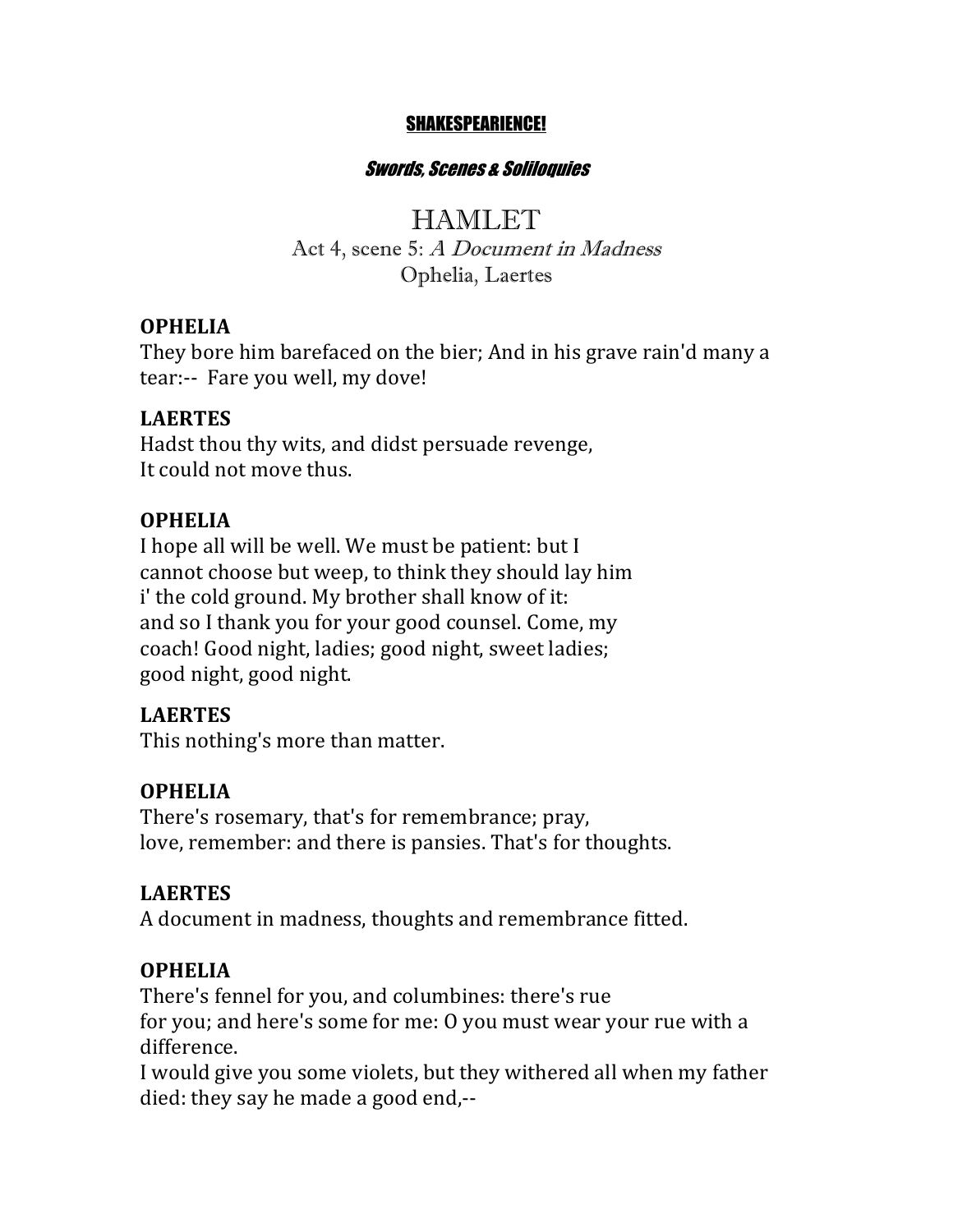**SHAKESPEARIENCE!**

***Swords, Scenes & Soliloquies***

# HAMLET

Act 4, scene 5: *A Document in Madness*
Ophelia, Laertes

**OPHELIA**
They bore him barefaced on the bier; And in his grave rain'd many a tear:-- Fare you well, my dove!

**LAERTES**
Hadst thou thy wits, and didst persuade revenge,
It could not move thus.

**OPHELIA**
I hope all will be well. We must be patient: but I
cannot choose but weep, to think they should lay him
i' the cold ground. My brother shall know of it:
and so I thank you for your good counsel. Come, my
coach! Good night, ladies; good night, sweet ladies;
good night, good night.

**LAERTES**
This nothing's more than matter.

**OPHELIA**
There's rosemary, that's for remembrance; pray,
love, remember: and there is pansies. That's for thoughts.

**LAERTES**
A document in madness, thoughts and remembrance fitted.

**OPHELIA**
There's fennel for you, and columbines: there's rue
for you; and here's some for me: O you must wear your rue with a difference.
I would give you some violets, but they withered all when my father died: they say he made a good end,--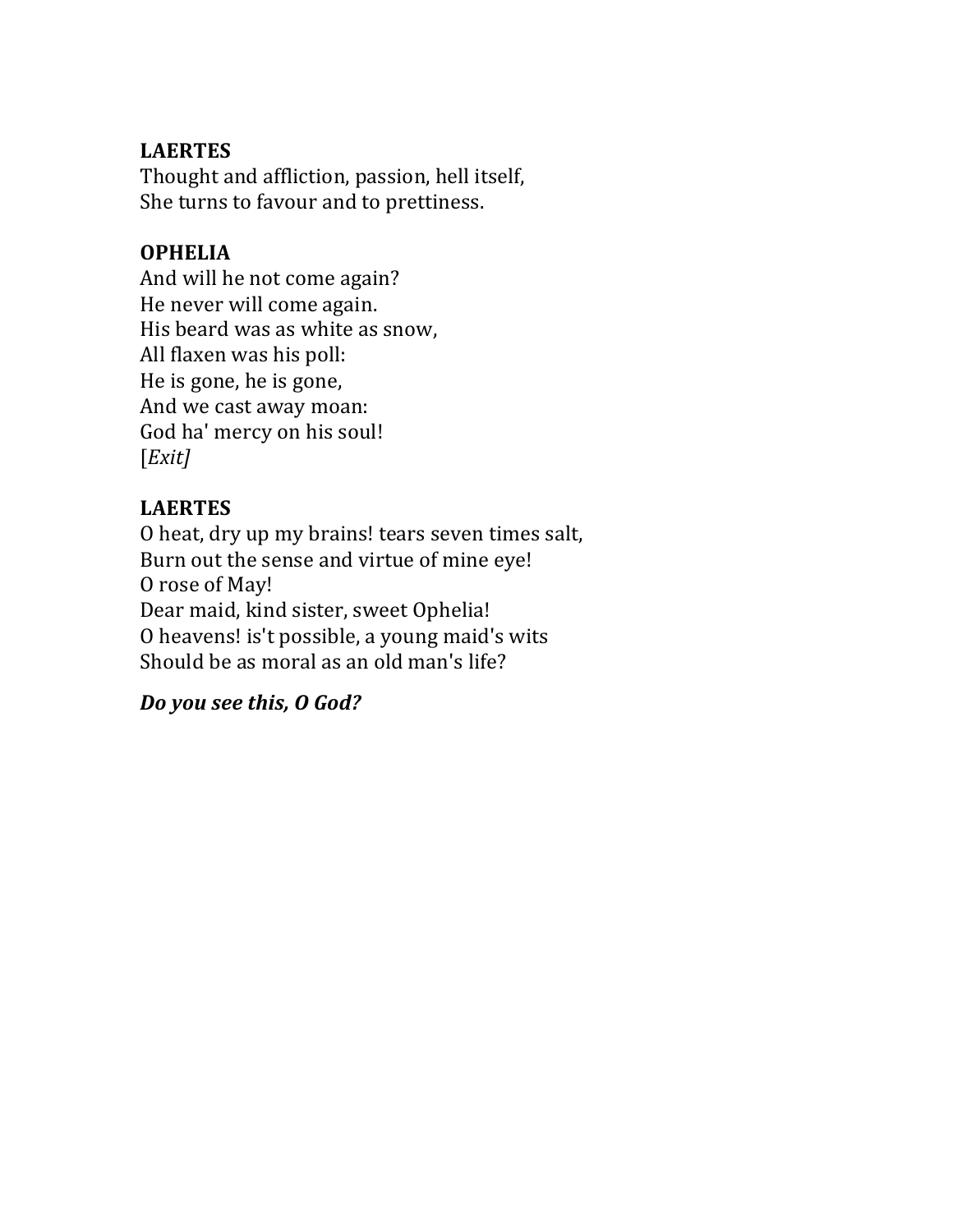**LAERTES**
Thought and affliction, passion, hell itself,
She turns to favour and to prettiness.

**OPHELIA**
And will he not come again?
He never will come again.
His beard was as white as snow,
All flaxen was his poll:
He is gone, he is gone,
And we cast away moan:
God ha' mercy on his soul!
[*Exit]*

**LAERTES**
O heat, dry up my brains! tears seven times salt,
Burn out the sense and virtue of mine eye!
O rose of May!
Dear maid, kind sister, sweet Ophelia!
O heavens! is't possible, a young maid's wits
Should be as moral as an old man's life?

***Do you see this, O God?***